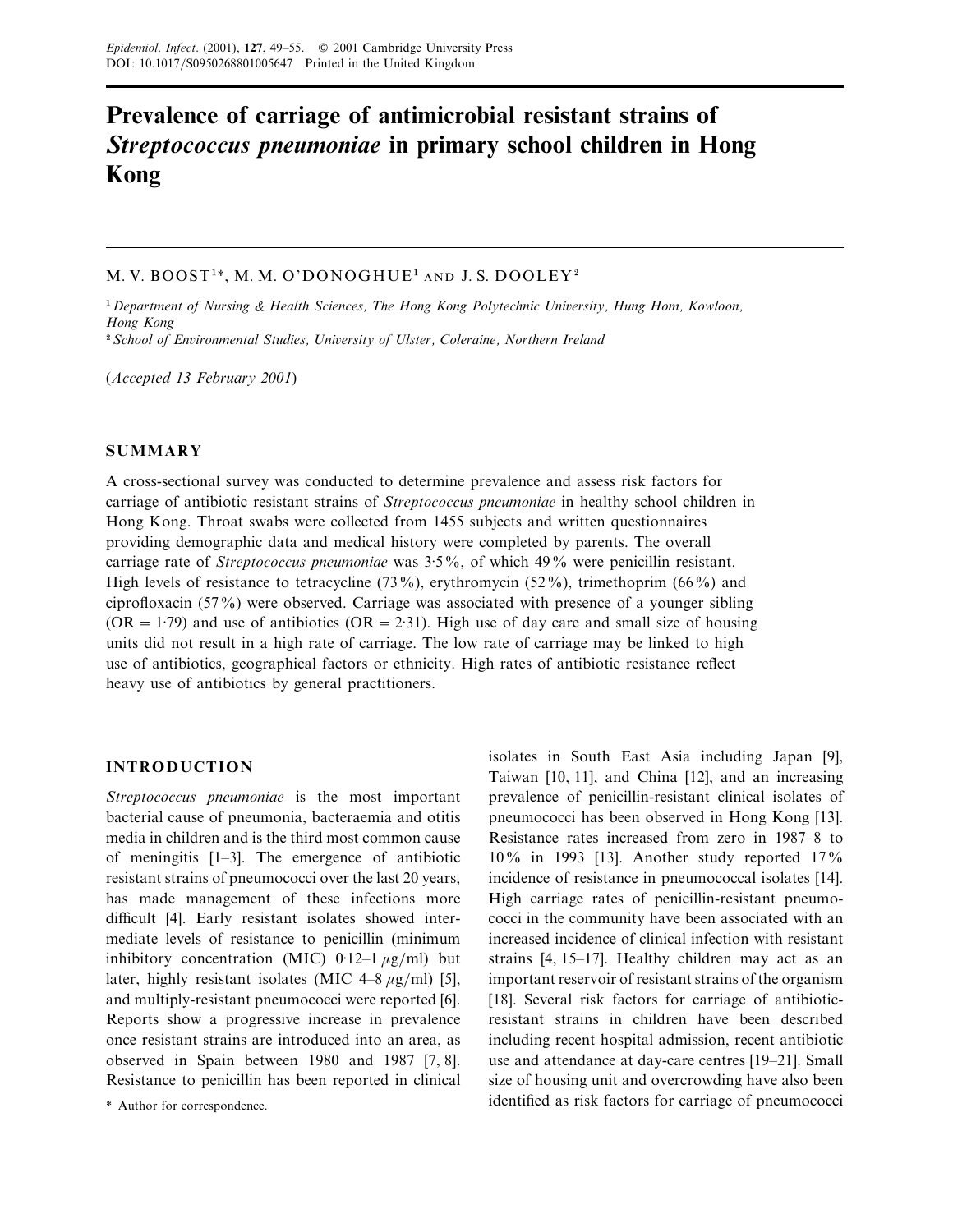# Prevalence of carriage of antimicrobial resistant strains of *Streptococcus pneumoniae* in primary school children in Hong Kong

M. V. BOOST[1]*, M. M. O'DONOGHUE[1] AND J. S. DOOLEY[2]

[1] *Department of Nursing & Health Sciences, The Hong Kong Polytechnic University, Hung Hom, Kowloon, Hong Kong*

[2] *School of Environmental Studies, University of Ulster, Coleraine, Northern Ireland*

(*Accepted 13 February 2001*)

## SUMMARY

A cross-sectional survey was conducted to determine prevalence and assess risk factors for carriage of antibiotic resistant strains of *Streptococcus pneumoniae* in healthy school children in Hong Kong. Throat swabs were collected from 1455 subjects and written questionnaires providing demographic data and medical history were completed by parents. The overall carriage rate of *Streptococcus pneumoniae* was 3·5%, of which 49% were penicillin resistant. High levels of resistance to tetracycline (73%), erythromycin (52%), trimethoprim (66%) and ciprofloxacin (57%) were observed. Carriage was associated with presence of a younger sibling (OR = 1·79) and use of antibiotics (OR = 2·31). High use of day care and small size of housing units did not result in a high rate of carriage. The low rate of carriage may be linked to high use of antibiotics, geographical factors or ethnicity. High rates of antibiotic resistance reflect heavy use of antibiotics by general practitioners.

## INTRODUCTION

*Streptococcus pneumoniae* is the most important bacterial cause of pneumonia, bacteraemia and otitis media in children and is the third most common cause of meningitis [1–3]. The emergence of antibiotic resistant strains of pneumococci over the last 20 years, has made management of these infections more difficult [4]. Early resistant isolates showed intermediate levels of resistance to penicillin (minimum inhibitory concentration (MIC) 0·12–1 $\mu$g/ml) but later, highly resistant isolates (MIC 4–8 $\mu$g/ml) [5], and multiply-resistant pneumococci were reported [6]. Reports show a progressive increase in prevalence once resistant strains are introduced into an area, as observed in Spain between 1980 and 1987 [7, 8]. Resistance to penicillin has been reported in clinical isolates in South East Asia including Japan [9], Taiwan [10, 11], and China [12], and an increasing prevalence of penicillin-resistant clinical isolates of pneumococci has been observed in Hong Kong [13]. Resistance rates increased from zero in 1987–8 to 10% in 1993 [13]. Another study reported 17% incidence of resistance in pneumococcal isolates [14]. High carriage rates of penicillin-resistant pneumococci in the community have been associated with an increased incidence of clinical infection with resistant strains [4, 15–17]. Healthy children may act as an important reservoir of resistant strains of the organism [18]. Several risk factors for carriage of antibiotic-resistant strains in children have been described including recent hospital admission, recent antibiotic use and attendance at day-care centres [19–21]. Small size of housing unit and overcrowding have also been identified as risk factors for carriage of pneumococci

\* Author for correspondence.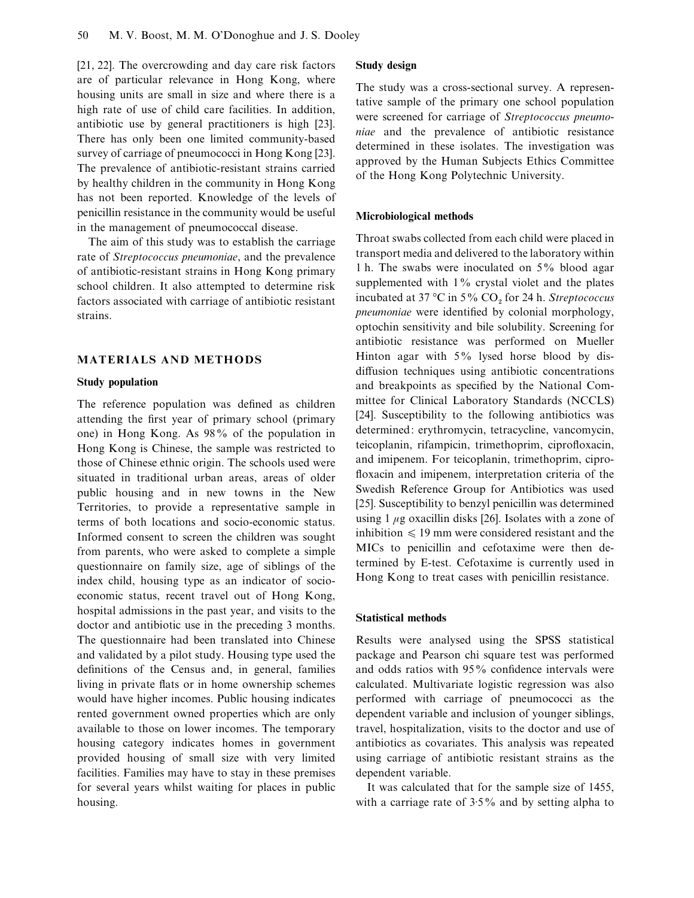[21, 22]. The overcrowding and day care risk factors are of particular relevance in Hong Kong, where housing units are small in size and where there is a high rate of use of child care facilities. In addition, antibiotic use by general practitioners is high [23]. There has only been one limited community-based survey of carriage of pneumococci in Hong Kong [23]. The prevalence of antibiotic-resistant strains carried by healthy children in the community in Hong Kong has not been reported. Knowledge of the levels of penicillin resistance in the community would be useful in the management of pneumococcal disease.

The aim of this study was to establish the carriage rate of *Streptococcus pneumoniae*, and the prevalence of antibiotic-resistant strains in Hong Kong primary school children. It also attempted to determine risk factors associated with carriage of antibiotic resistant strains.

## MATERIALS AND METHODS

### Study population

The reference population was defined as children attending the first year of primary school (primary one) in Hong Kong. As 98% of the population in Hong Kong is Chinese, the sample was restricted to those of Chinese ethnic origin. The schools used were situated in traditional urban areas, areas of older public housing and in new towns in the New Territories, to provide a representative sample in terms of both locations and socio-economic status. Informed consent to screen the children was sought from parents, who were asked to complete a simple questionnaire on family size, age of siblings of the index child, housing type as an indicator of socio-economic status, recent travel out of Hong Kong, hospital admissions in the past year, and visits to the doctor and antibiotic use in the preceding 3 months. The questionnaire had been translated into Chinese and validated by a pilot study. Housing type used the definitions of the Census and, in general, families living in private flats or in home ownership schemes would have higher incomes. Public housing indicates rented government owned properties which are only available to those on lower incomes. The temporary housing category indicates homes in government provided housing of small size with very limited facilities. Families may have to stay in these premises for several years whilst waiting for places in public housing.

### Study design

The study was a cross-sectional survey. A representative sample of the primary one school population were screened for carriage of *Streptococcus pneumoniae* and the prevalence of antibiotic resistance determined in these isolates. The investigation was approved by the Human Subjects Ethics Committee of the Hong Kong Polytechnic University.

### Microbiological methods

Throat swabs collected from each child were placed in transport media and delivered to the laboratory within 1 h. The swabs were inoculated on 5% blood agar supplemented with 1% crystal violet and the plates incubated at 37 °C in 5% $CO_2$ for 24 h. *Streptococcus pneumoniae* were identified by colonial morphology, optochin sensitivity and bile solubility. Screening for antibiotic resistance was performed on Mueller Hinton agar with 5% lysed horse blood by disdiffusion techniques using antibiotic concentrations and breakpoints as specified by the National Committee for Clinical Laboratory Standards (NCCLS) [24]. Susceptibility to the following antibiotics was determined: erythromycin, tetracycline, vancomycin, teicoplanin, rifampicin, trimethoprim, ciprofloxacin, and imipenem. For teicoplanin, trimethoprim, ciprofloxacin and imipenem, interpretation criteria of the Swedish Reference Group for Antibiotics was used [25]. Susceptibility to benzyl penicillin was determined using 1 $\mu$g oxacillin disks [26]. Isolates with a zone of inhibition $\leqslant$ 19 mm were considered resistant and the MICs to penicillin and cefotaxime were then determined by E-test. Cefotaxime is currently used in Hong Kong to treat cases with penicillin resistance.

### Statistical methods

Results were analysed using the SPSS statistical package and Pearson chi square test was performed and odds ratios with 95% confidence intervals were calculated. Multivariate logistic regression was also performed with carriage of pneumococci as the dependent variable and inclusion of younger siblings, travel, hospitalization, visits to the doctor and use of antibiotics as covariates. This analysis was repeated using carriage of antibiotic resistant strains as the dependent variable.

It was calculated that for the sample size of 1455, with a carriage rate of 3·5% and by setting alpha to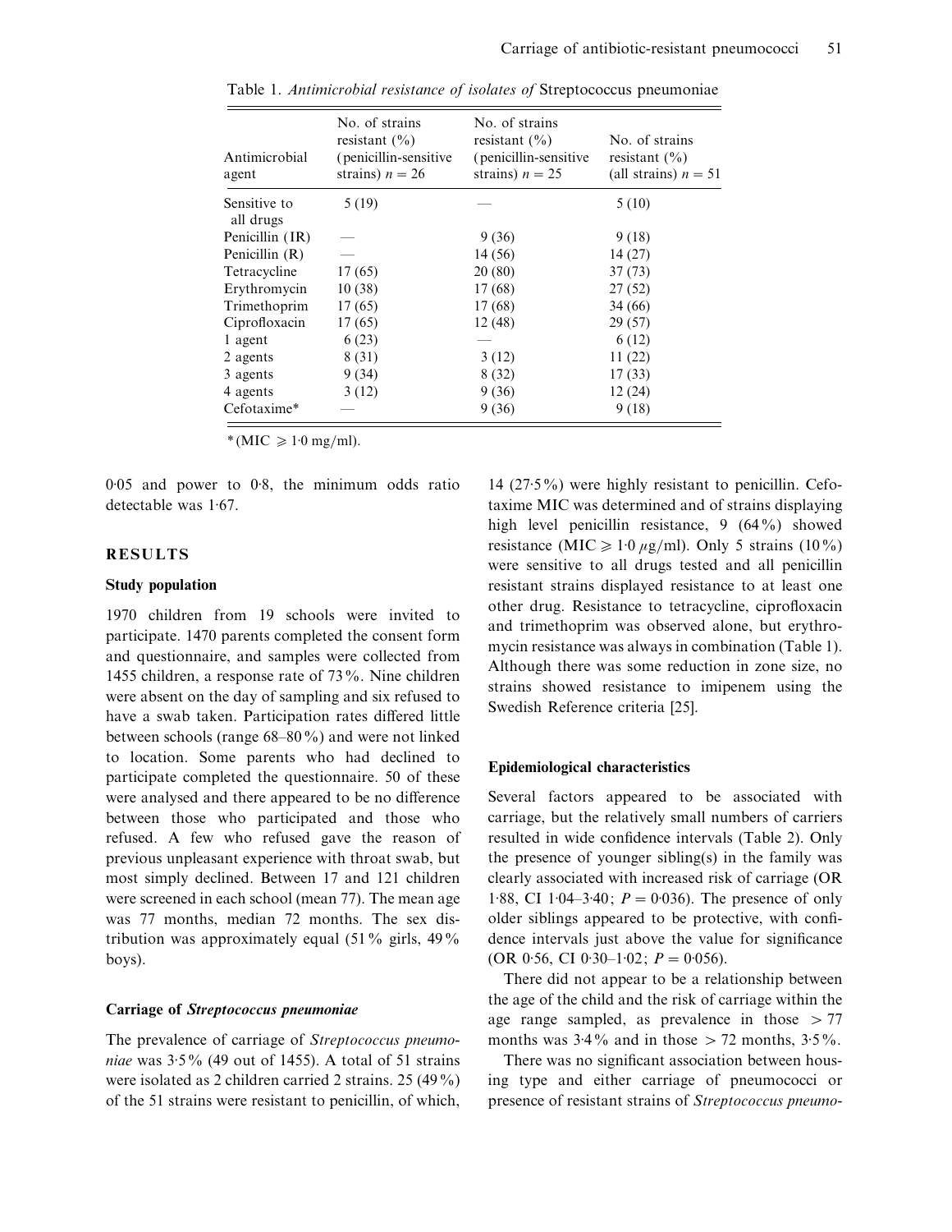Table 1. *Antimicrobial resistance of isolates of* Streptococcus pneumoniae

| Antimicrobial agent | No. of strains resistant (%) (penicillin-sensitive strains) $n = 26$ | No. of strains resistant (%) (penicillin-sensitive strains) $n = 25$ | No. of strains resistant (%) (all strains) $n = 51$ |
|---|---|---|---|
| Sensitive to all drugs | 5 (19) | — | 5 (10) |
| Penicillin (IR) | — | 9 (36) | 9 (18) |
| Penicillin (R) | — | 14 (56) | 14 (27) |
| Tetracycline | 17 (65) | 20 (80) | 37 (73) |
| Erythromycin | 10 (38) | 17 (68) | 27 (52) |
| Trimethoprim | 17 (65) | 17 (68) | 34 (66) |
| Ciprofloxacin | 17 (65) | 12 (48) | 29 (57) |
| 1 agent | 6 (23) | — | 6 (12) |
| 2 agents | 8 (31) | 3 (12) | 11 (22) |
| 3 agents | 9 (34) | 8 (32) | 17 (33) |
| 4 agents | 3 (12) | 9 (36) | 12 (24) |
| Cefotaxime* | — | 9 (36) | 9 (18) |

*(MIC $\geqslant$ 1·0 mg/ml).

0·05 and power to 0·8, the minimum odds ratio detectable was 1·67.

## RESULTS

### Study population

1970 children from 19 schools were invited to participate. 1470 parents completed the consent form and questionnaire, and samples were collected from 1455 children, a response rate of 73%. Nine children were absent on the day of sampling and six refused to have a swab taken. Participation rates differed little between schools (range 68–80%) and were not linked to location. Some parents who had declined to participate completed the questionnaire. 50 of these were analysed and there appeared to be no difference between those who participated and those who refused. A few who refused gave the reason of previous unpleasant experience with throat swab, but most simply declined. Between 17 and 121 children were screened in each school (mean 77). The mean age was 77 months, median 72 months. The sex distribution was approximately equal (51% girls, 49% boys).

### Carriage of *Streptococcus pneumoniae*

The prevalence of carriage of *Streptococcus pneumoniae* was 3·5% (49 out of 1455). A total of 51 strains were isolated as 2 children carried 2 strains. 25 (49%) of the 51 strains were resistant to penicillin, of which, 14 (27·5%) were highly resistant to penicillin. Cefotaxime MIC was determined and of strains displaying high level penicillin resistance, 9 (64%) showed resistance (MIC $\geqslant 1{\cdot}0\ \mu$g/ml). Only 5 strains (10%) were sensitive to all drugs tested and all penicillin resistant strains displayed resistance to at least one other drug. Resistance to tetracycline, ciprofloxacin and trimethoprim was observed alone, but erythromycin resistance was always in combination (Table 1). Although there was some reduction in zone size, no strains showed resistance to imipenem using the Swedish Reference criteria [25].

### Epidemiological characteristics

Several factors appeared to be associated with carriage, but the relatively small numbers of carriers resulted in wide confidence intervals (Table 2). Only the presence of younger sibling(s) in the family was clearly associated with increased risk of carriage (OR 1·88, CI 1·04–3·40; $P = 0{\cdot}036$). The presence of only older siblings appeared to be protective, with confidence intervals just above the value for significance (OR 0·56, CI 0·30–1·02; $P = 0{\cdot}056$).

There did not appear to be a relationship between the age of the child and the risk of carriage within the age range sampled, as prevalence in those > 77 months was 3·4% and in those > 72 months, 3·5%.

There was no significant association between housing type and either carriage of pneumococci or presence of resistant strains of *Streptococcus pneumo-*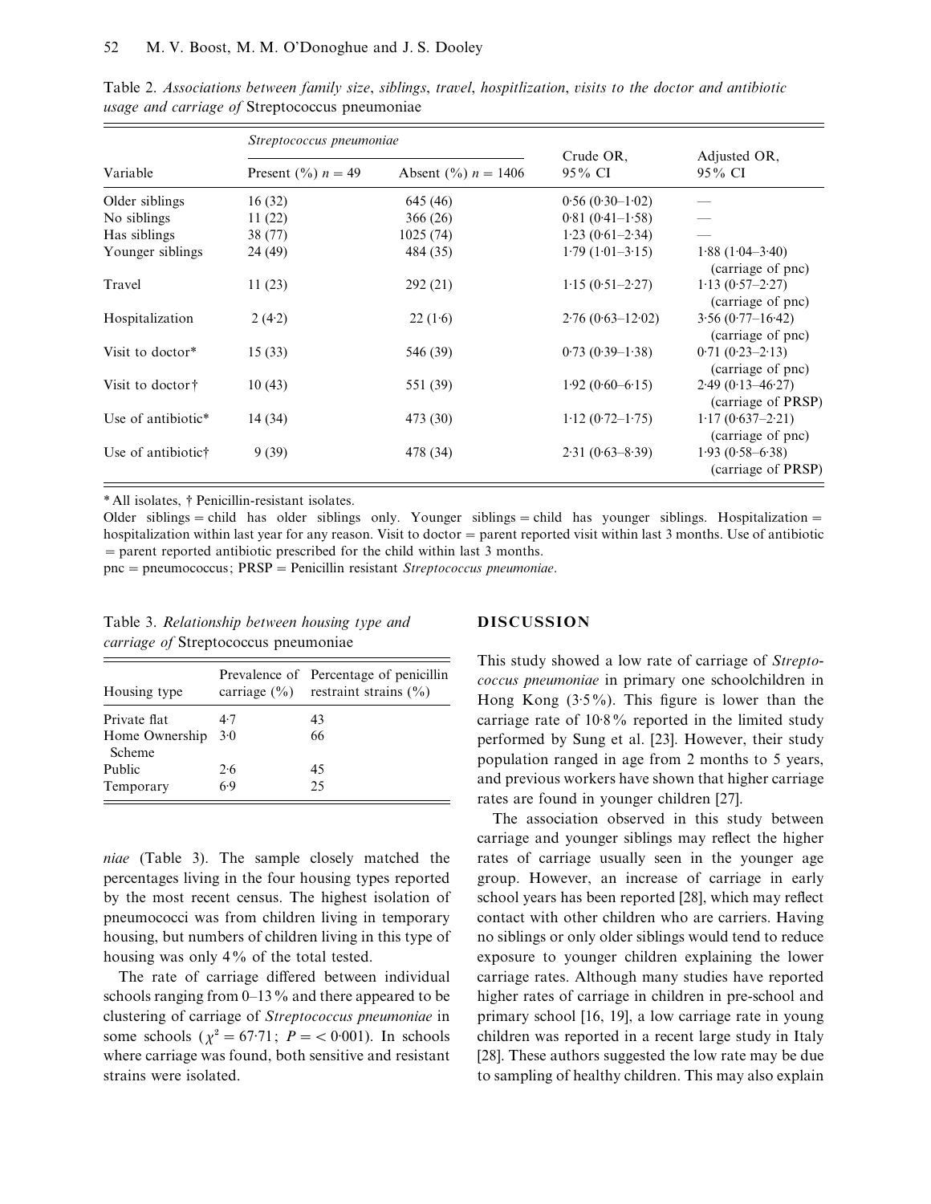Table 2. *Associations between family size, siblings, travel, hospitlization, visits to the doctor and antibiotic usage and carriage of* Streptococcus pneumoniae

| Variable | *Streptococcus pneumoniae* Present (%) $n = 49$ | Absent (%) $n = 1406$ | Crude OR, 95% CI | Adjusted OR, 95% CI |
|---|---|---|---|---|
| Older siblings | 16 (32) | 645 (46) | 0·56 (0·30–1·02) | — |
| No siblings | 11 (22) | 366 (26) | 0·81 (0·41–1·58) | — |
| Has siblings | 38 (77) | 1025 (74) | 1·23 (0·61–2·34) | — |
| Younger siblings | 24 (49) | 484 (35) | 1·79 (1·01–3·15) | 1·88 (1·04–3·40) (carriage of pnc) |
| Travel | 11 (23) | 292 (21) | 1·15 (0·51–2·27) | 1·13 (0·57–2·27) (carriage of pnc) |
| Hospitalization | 2 (4·2) | 22 (1·6) | 2·76 (0·63–12·02) | 3·56 (0·77–16·42) (carriage of pnc) |
| Visit to doctor* | 15 (33) | 546 (39) | 0·73 (0·39–1·38) | 0·71 (0·23–2·13) (carriage of pnc) |
| Visit to doctor† | 10 (43) | 551 (39) | 1·92 (0·60–6·15) | 2·49 (0·13–46·27) (carriage of PRSP) |
| Use of antibiotic* | 14 (34) | 473 (30) | 1·12 (0·72–1·75) | 1·17 (0·637–2·21) (carriage of pnc) |
| Use of antibiotic† | 9 (39) | 478 (34) | 2·31 (0·63–8·39) | 1·93 (0·58–6·38) (carriage of PRSP) |

\* All isolates, † Penicillin-resistant isolates.

Older siblings = child has older siblings only. Younger siblings = child has younger siblings. Hospitalization = hospitalization within last year for any reason. Visit to doctor = parent reported visit within last 3 months. Use of antibiotic = parent reported antibiotic prescribed for the child within last 3 months.

pnc = pneumococcus; PRSP = Penicillin resistant *Streptococcus pneumoniae*.

Table 3. *Relationship between housing type and carriage of* Streptococcus pneumoniae

| Housing type | Prevalence of carriage (%) | Percentage of penicillin restraint strains (%) |
|---|---|---|
| Private flat | 4·7 | 43 |
| Home Ownership Scheme | 3·0 | 66 |
| Public | 2·6 | 45 |
| Temporary | 6·9 | 25 |

*niae* (Table 3). The sample closely matched the percentages living in the four housing types reported by the most recent census. The highest isolation of pneumococci was from children living in temporary housing, but numbers of children living in this type of housing was only 4% of the total tested.

The rate of carriage differed between individual schools ranging from 0–13% and there appeared to be clustering of carriage of *Streptococcus pneumoniae* in some schools ($\chi^2 = 67.71$; $P = < 0.001$). In schools where carriage was found, both sensitive and resistant strains were isolated.

## DISCUSSION

This study showed a low rate of carriage of *Streptococcus pneumoniae* in primary one schoolchildren in Hong Kong (3·5%). This figure is lower than the carriage rate of 10·8% reported in the limited study performed by Sung et al. [23]. However, their study population ranged in age from 2 months to 5 years, and previous workers have shown that higher carriage rates are found in younger children [27].

The association observed in this study between carriage and younger siblings may reflect the higher rates of carriage usually seen in the younger age group. However, an increase of carriage in early school years has been reported [28], which may reflect contact with other children who are carriers. Having no siblings or only older siblings would tend to reduce exposure to younger children explaining the lower carriage rates. Although many studies have reported higher rates of carriage in children in pre-school and primary school [16, 19], a low carriage rate in young children was reported in a recent large study in Italy [28]. These authors suggested the low rate may be due to sampling of healthy children. This may also explain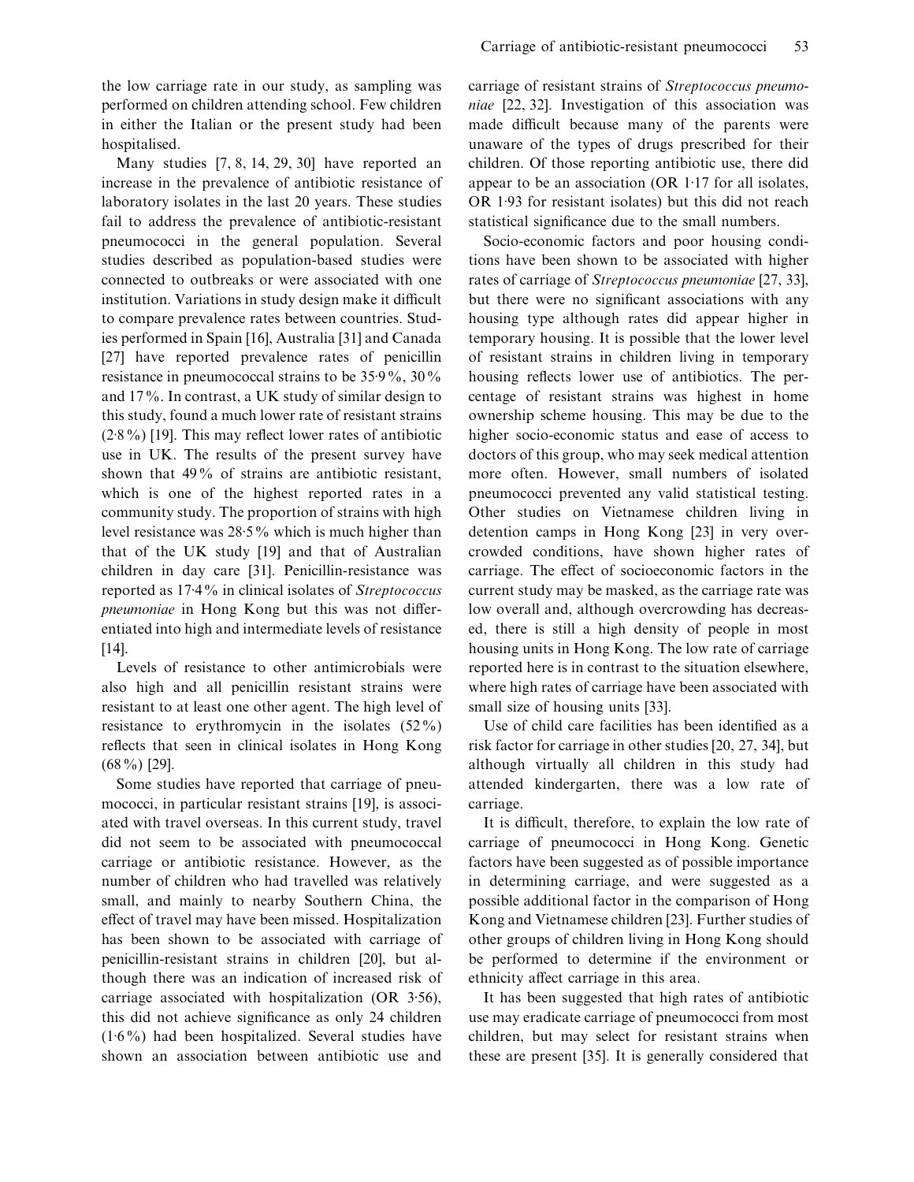the low carriage rate in our study, as sampling was performed on children attending school. Few children in either the Italian or the present study had been hospitalised.

Many studies [7, 8, 14, 29, 30] have reported an increase in the prevalence of antibiotic resistance of laboratory isolates in the last 20 years. These studies fail to address the prevalence of antibiotic-resistant pneumococci in the general population. Several studies described as population-based studies were connected to outbreaks or were associated with one institution. Variations in study design make it difficult to compare prevalence rates between countries. Studies performed in Spain [16], Australia [31] and Canada [27] have reported prevalence rates of penicillin resistance in pneumococcal strains to be 35·9%, 30% and 17%. In contrast, a UK study of similar design to this study, found a much lower rate of resistant strains (2·8%) [19]. This may reflect lower rates of antibiotic use in UK. The results of the present survey have shown that 49% of strains are antibiotic resistant, which is one of the highest reported rates in a community study. The proportion of strains with high level resistance was 28·5% which is much higher than that of the UK study [19] and that of Australian children in day care [31]. Penicillin-resistance was reported as 17·4% in clinical isolates of *Streptococcus pneumoniae* in Hong Kong but this was not differentiated into high and intermediate levels of resistance [14].

Levels of resistance to other antimicrobials were also high and all penicillin resistant strains were resistant to at least one other agent. The high level of resistance to erythromycin in the isolates (52%) reflects that seen in clinical isolates in Hong Kong (68%) [29].

Some studies have reported that carriage of pneumococci, in particular resistant strains [19], is associated with travel overseas. In this current study, travel did not seem to be associated with pneumococcal carriage or antibiotic resistance. However, as the number of children who had travelled was relatively small, and mainly to nearby Southern China, the effect of travel may have been missed. Hospitalization has been shown to be associated with carriage of penicillin-resistant strains in children [20], but although there was an indication of increased risk of carriage associated with hospitalization (OR 3·56), this did not achieve significance as only 24 children (1·6%) had been hospitalized. Several studies have shown an association between antibiotic use and carriage of resistant strains of *Streptococcus pneumoniae* [22, 32]. Investigation of this association was made difficult because many of the parents were unaware of the types of drugs prescribed for their children. Of those reporting antibiotic use, there did appear to be an association (OR 1·17 for all isolates, OR 1·93 for resistant isolates) but this did not reach statistical significance due to the small numbers.

Socio-economic factors and poor housing conditions have been shown to be associated with higher rates of carriage of *Streptococcus pneumoniae* [27, 33], but there were no significant associations with any housing type although rates did appear higher in temporary housing. It is possible that the lower level of resistant strains in children living in temporary housing reflects lower use of antibiotics. The percentage of resistant strains was highest in home ownership scheme housing. This may be due to the higher socio-economic status and ease of access to doctors of this group, who may seek medical attention more often. However, small numbers of isolated pneumococci prevented any valid statistical testing. Other studies on Vietnamese children living in detention camps in Hong Kong [23] in very overcrowded conditions, have shown higher rates of carriage. The effect of socioeconomic factors in the current study may be masked, as the carriage rate was low overall and, although overcrowding has decreased, there is still a high density of people in most housing units in Hong Kong. The low rate of carriage reported here is in contrast to the situation elsewhere, where high rates of carriage have been associated with small size of housing units [33].

Use of child care facilities has been identified as a risk factor for carriage in other studies [20, 27, 34], but although virtually all children in this study had attended kindergarten, there was a low rate of carriage.

It is difficult, therefore, to explain the low rate of carriage of pneumococci in Hong Kong. Genetic factors have been suggested as of possible importance in determining carriage, and were suggested as a possible additional factor in the comparison of Hong Kong and Vietnamese children [23]. Further studies of other groups of children living in Hong Kong should be performed to determine if the environment or ethnicity affect carriage in this area.

It has been suggested that high rates of antibiotic use may eradicate carriage of pneumococci from most children, but may select for resistant strains when these are present [35]. It is generally considered that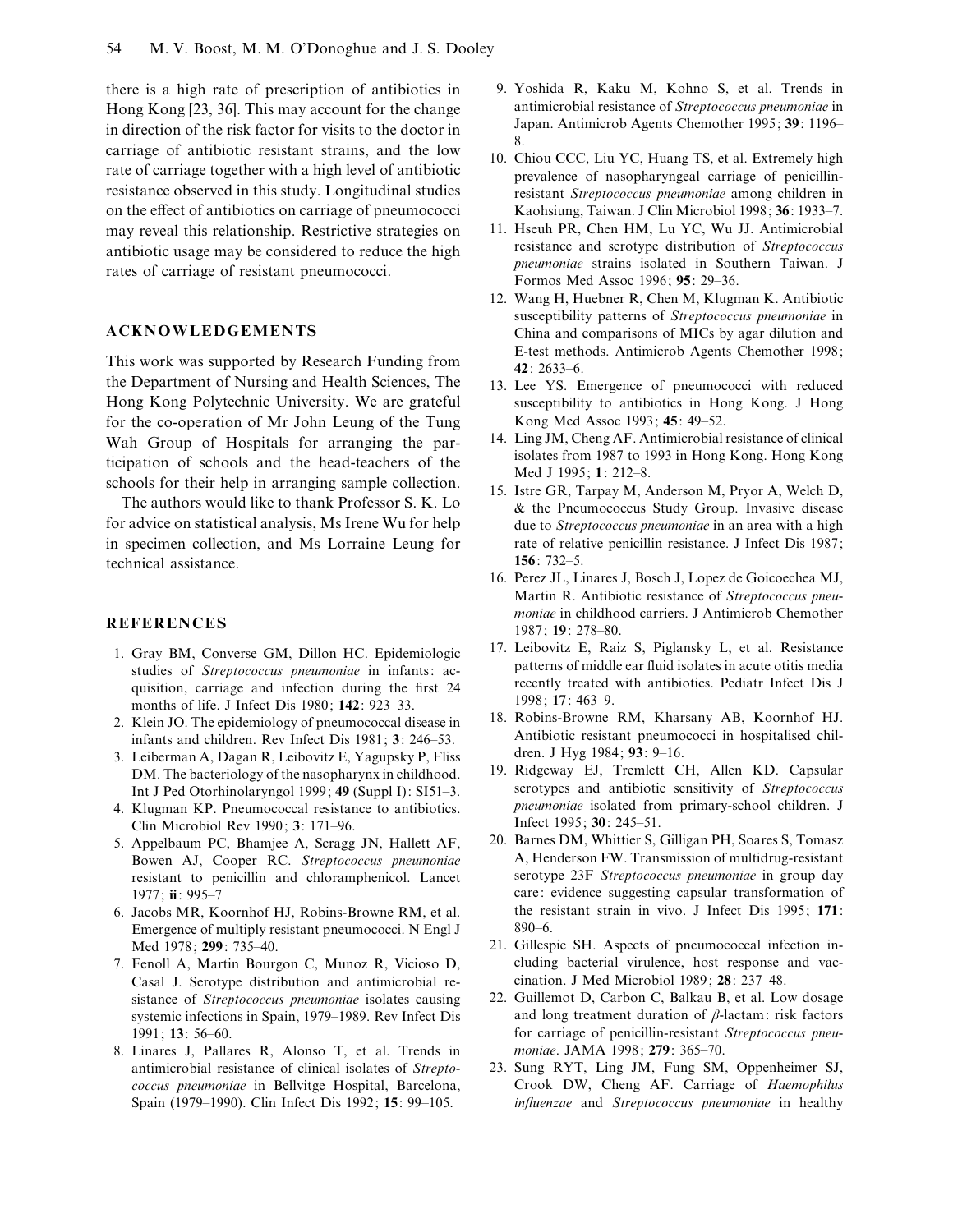there is a high rate of prescription of antibiotics in Hong Kong [23, 36]. This may account for the change in direction of the risk factor for visits to the doctor in carriage of antibiotic resistant strains, and the low rate of carriage together with a high level of antibiotic resistance observed in this study. Longitudinal studies on the effect of antibiotics on carriage of pneumococci may reveal this relationship. Restrictive strategies on antibiotic usage may be considered to reduce the high rates of carriage of resistant pneumococci.

## ACKNOWLEDGEMENTS

This work was supported by Research Funding from the Department of Nursing and Health Sciences, The Hong Kong Polytechnic University. We are grateful for the co-operation of Mr John Leung of the Tung Wah Group of Hospitals for arranging the participation of schools and the head-teachers of the schools for their help in arranging sample collection.

The authors would like to thank Professor S. K. Lo for advice on statistical analysis, Ms Irene Wu for help in specimen collection, and Ms Lorraine Leung for technical assistance.

## REFERENCES

1. Gray BM, Converse GM, Dillon HC. Epidemiologic studies of *Streptococcus pneumoniae* in infants: acquisition, carriage and infection during the first 24 months of life. J Infect Dis 1980; **142**: 923–33.
2. Klein JO. The epidemiology of pneumococcal disease in infants and children. Rev Infect Dis 1981; **3**: 246–53.
3. Leiberman A, Dagan R, Leibovitz E, Yagupsky P, Fliss DM. The bacteriology of the nasopharynx in childhood. Int J Ped Otorhinolaryngol 1999; **49** (Suppl I): SI51–3.
4. Klugman KP. Pneumococcal resistance to antibiotics. Clin Microbiol Rev 1990; **3**: 171–96.
5. Appelbaum PC, Bhamjee A, Scragg JN, Hallett AF, Bowen AJ, Cooper RC. *Streptococcus pneumoniae* resistant to penicillin and chloramphenicol. Lancet 1977; **ii**: 995–7
6. Jacobs MR, Koornhof HJ, Robins-Browne RM, et al. Emergence of multiply resistant pneumococci. N Engl J Med 1978; **299**: 735–40.
7. Fenoll A, Martin Bourgon C, Munoz R, Vicioso D, Casal J. Serotype distribution and antimicrobial resistance of *Streptococcus pneumoniae* isolates causing systemic infections in Spain, 1979–1989. Rev Infect Dis 1991; **13**: 56–60.
8. Linares J, Pallares R, Alonso T, et al. Trends in antimicrobial resistance of clinical isolates of *Streptococcus pneumoniae* in Bellvitge Hospital, Barcelona, Spain (1979–1990). Clin Infect Dis 1992; **15**: 99–105.
9. Yoshida R, Kaku M, Kohno S, et al. Trends in antimicrobial resistance of *Streptococcus pneumoniae* in Japan. Antimicrob Agents Chemother 1995; **39**: 1196–8.
10. Chiou CCC, Liu YC, Huang TS, et al. Extremely high prevalence of nasopharyngeal carriage of penicillin-resistant *Streptococcus pneumoniae* among children in Kaohsiung, Taiwan. J Clin Microbiol 1998; **36**: 1933–7.
11. Hseuh PR, Chen HM, Lu YC, Wu JJ. Antimicrobial resistance and serotype distribution of *Streptococcus pneumoniae* strains isolated in Southern Taiwan. J Formos Med Assoc 1996; **95**: 29–36.
12. Wang H, Huebner R, Chen M, Klugman K. Antibiotic susceptibility patterns of *Streptococcus pneumoniae* in China and comparisons of MICs by agar dilution and E-test methods. Antimicrob Agents Chemother 1998; **42**: 2633–6.
13. Lee YS. Emergence of pneumococci with reduced susceptibility to antibiotics in Hong Kong. J Hong Kong Med Assoc 1993; **45**: 49–52.
14. Ling JM, Cheng AF. Antimicrobial resistance of clinical isolates from 1987 to 1993 in Hong Kong. Hong Kong Med J 1995; **1**: 212–8.
15. Istre GR, Tarpay M, Anderson M, Pryor A, Welch D, & the Pneumococcus Study Group. Invasive disease due to *Streptococcus pneumoniae* in an area with a high rate of relative penicillin resistance. J Infect Dis 1987; **156**: 732–5.
16. Perez JL, Linares J, Bosch J, Lopez de Goicoechea MJ, Martin R. Antibiotic resistance of *Streptococcus pneumoniae* in childhood carriers. J Antimicrob Chemother 1987; **19**: 278–80.
17. Leibovitz E, Raiz S, Piglansky L, et al. Resistance patterns of middle ear fluid isolates in acute otitis media recently treated with antibiotics. Pediatr Infect Dis J 1998; **17**: 463–9.
18. Robins-Browne RM, Kharsany AB, Koornhof HJ. Antibiotic resistant pneumococci in hospitalised children. J Hyg 1984; **93**: 9–16.
19. Ridgeway EJ, Tremlett CH, Allen KD. Capsular serotypes and antibiotic sensitivity of *Streptococcus pneumoniae* isolated from primary-school children. J Infect 1995; **30**: 245–51.
20. Barnes DM, Whittier S, Gilligan PH, Soares S, Tomasz A, Henderson FW. Transmission of multidrug-resistant serotype 23F *Streptococcus pneumoniae* in group day care: evidence suggesting capsular transformation of the resistant strain in vivo. J Infect Dis 1995; **171**: 890–6.
21. Gillespie SH. Aspects of pneumococcal infection including bacterial virulence, host response and vaccination. J Med Microbiol 1989; **28**: 237–48.
22. Guillemot D, Carbon C, Balkau B, et al. Low dosage and long treatment duration of $\beta$-lactam: risk factors for carriage of penicillin-resistant *Streptococcus pneumoniae*. JAMA 1998; **279**: 365–70.
23. Sung RYT, Ling JM, Fung SM, Oppenheimer SJ, Crook DW, Cheng AF. Carriage of *Haemophilus influenzae* and *Streptococcus pneumoniae* in healthy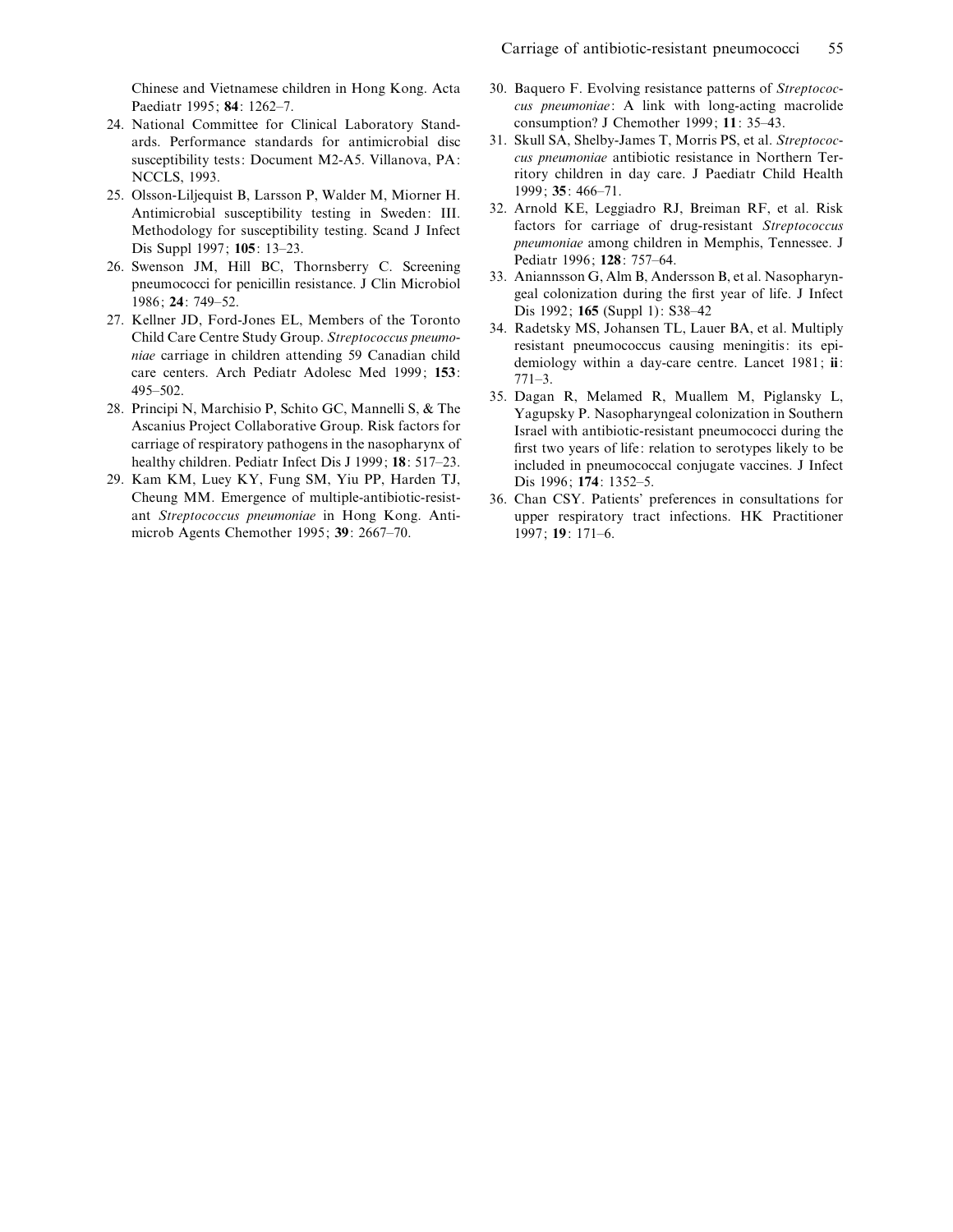Chinese and Vietnamese children in Hong Kong. Acta Paediatr 1995; **84**: 1262–7.

24. National Committee for Clinical Laboratory Standards. Performance standards for antimicrobial disc susceptibility tests: Document M2-A5. Villanova, PA: NCCLS, 1993.
25. Olsson-Liljequist B, Larsson P, Walder M, Miorner H. Antimicrobial susceptibility testing in Sweden: III. Methodology for susceptibility testing. Scand J Infect Dis Suppl 1997; **105**: 13–23.
26. Swenson JM, Hill BC, Thornsberry C. Screening pneumococci for penicillin resistance. J Clin Microbiol 1986; **24**: 749–52.
27. Kellner JD, Ford-Jones EL, Members of the Toronto Child Care Centre Study Group. *Streptococcus pneumoniae* carriage in children attending 59 Canadian child care centers. Arch Pediatr Adolesc Med 1999; **153**: 495–502.
28. Principi N, Marchisio P, Schito GC, Mannelli S, & The Ascanius Project Collaborative Group. Risk factors for carriage of respiratory pathogens in the nasopharynx of healthy children. Pediatr Infect Dis J 1999; **18**: 517–23.
29. Kam KM, Luey KY, Fung SM, Yiu PP, Harden TJ, Cheung MM. Emergence of multiple-antibiotic-resistant *Streptococcus pneumoniae* in Hong Kong. Antimicrob Agents Chemother 1995; **39**: 2667–70.
30. Baquero F. Evolving resistance patterns of *Streptococcus pneumoniae*: A link with long-acting macrolide consumption? J Chemother 1999; **11**: 35–43.
31. Skull SA, Shelby-James T, Morris PS, et al. *Streptococcus pneumoniae* antibiotic resistance in Northern Territory children in day care. J Paediatr Child Health 1999; **35**: 466–71.
32. Arnold KE, Leggiadro RJ, Breiman RF, et al. Risk factors for carriage of drug-resistant *Streptococcus pneumoniae* among children in Memphis, Tennessee. J Pediatr 1996; **128**: 757–64.
33. Aniannsson G, Alm B, Andersson B, et al. Nasopharyngeal colonization during the first year of life. J Infect Dis 1992; **165** (Suppl 1): S38–42
34. Radetsky MS, Johansen TL, Lauer BA, et al. Multiply resistant pneumococcus causing meningitis: its epidemiology within a day-care centre. Lancet 1981; **ii**: 771–3.
35. Dagan R, Melamed R, Muallem M, Piglansky L, Yagupsky P. Nasopharyngeal colonization in Southern Israel with antibiotic-resistant pneumococci during the first two years of life: relation to serotypes likely to be included in pneumococcal conjugate vaccines. J Infect Dis 1996; **174**: 1352–5.
36. Chan CSY. Patients' preferences in consultations for upper respiratory tract infections. HK Practitioner 1997; **19**: 171–6.